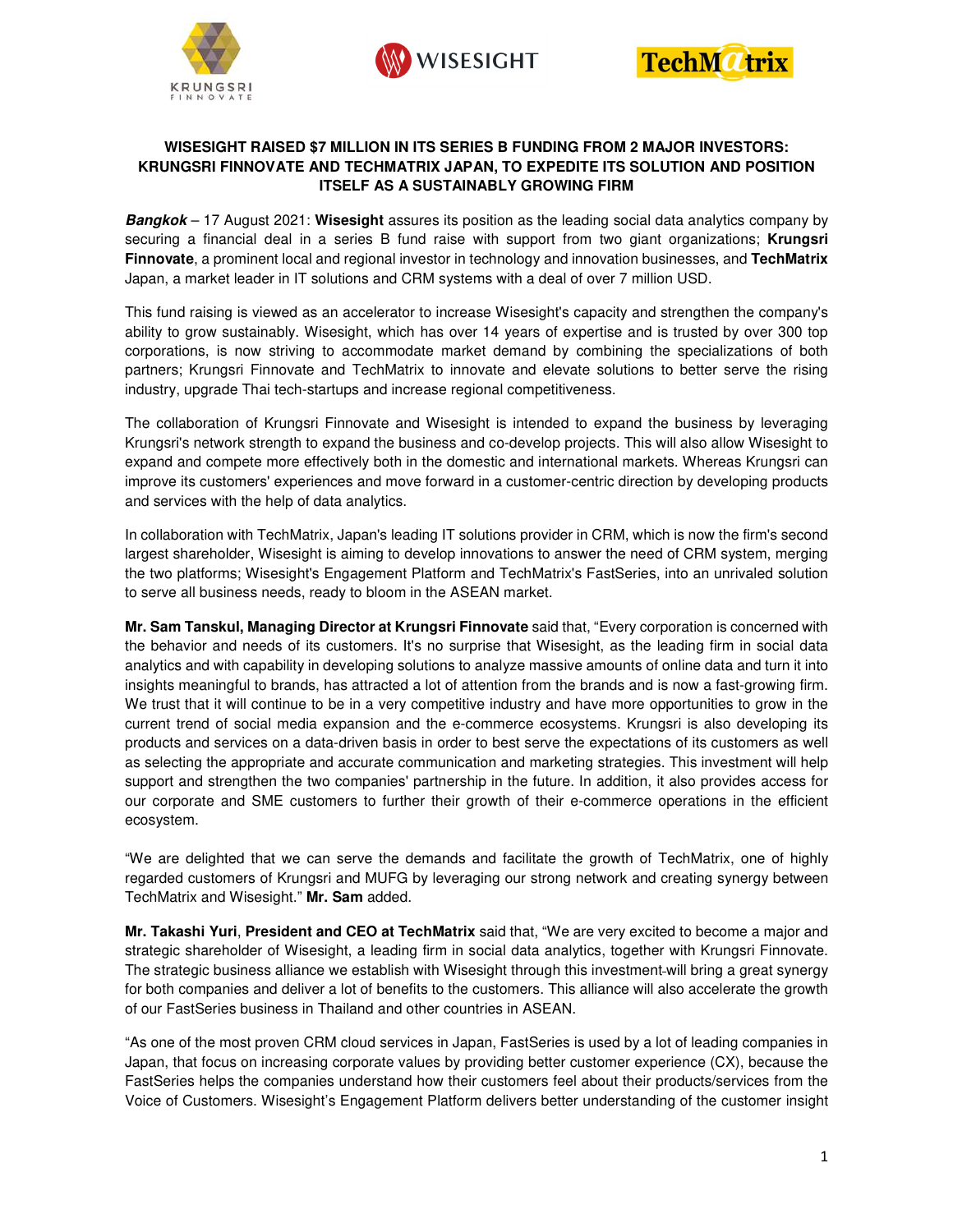**WISESIGHT RAISED $7 MILLION IN ITS SERIES B FUNDING FROM 2 MAJOR INVESTORS: KRUNGSRI FINNOVATE AND TECHMATRIX JAPAN, TO EXPEDITE ITS SOLUTION AND POSITION ITSELF AS A SUSTAINABLY GROWING FIRM**

***Bangkok*** – 17 August 2021: **Wisesight** assures its position as the leading social data analytics company by securing a financial deal in a series B fund raise with support from two giant organizations; **Krungsri Finnovate**, a prominent local and regional investor in technology and innovation businesses, and **TechMatrix** Japan, a market leader in IT solutions and CRM systems with a deal of over 7 million USD.

This fund raising is viewed as an accelerator to increase Wisesight's capacity and strengthen the company's ability to grow sustainably. Wisesight, which has over 14 years of expertise and is trusted by over 300 top corporations, is now striving to accommodate market demand by combining the specializations of both partners; Krungsri Finnovate and TechMatrix to innovate and elevate solutions to better serve the rising industry, upgrade Thai tech-startups and increase regional competitiveness.

The collaboration of Krungsri Finnovate and Wisesight is intended to expand the business by leveraging Krungsri's network strength to expand the business and co-develop projects. This will also allow Wisesight to expand and compete more effectively both in the domestic and international markets. Whereas Krungsri can improve its customers' experiences and move forward in a customer-centric direction by developing products and services with the help of data analytics.

In collaboration with TechMatrix, Japan's leading IT solutions provider in CRM, which is now the firm's second largest shareholder, Wisesight is aiming to develop innovations to answer the need of CRM system, merging the two platforms; Wisesight's Engagement Platform and TechMatrix's FastSeries, into an unrivaled solution to serve all business needs, ready to bloom in the ASEAN market.

**Mr. Sam Tanskul, Managing Director at Krungsri Finnovate** said that, "Every corporation is concerned with the behavior and needs of its customers. It's no surprise that Wisesight, as the leading firm in social data analytics and with capability in developing solutions to analyze massive amounts of online data and turn it into insights meaningful to brands, has attracted a lot of attention from the brands and is now a fast-growing firm. We trust that it will continue to be in a very competitive industry and have more opportunities to grow in the current trend of social media expansion and the e-commerce ecosystems. Krungsri is also developing its products and services on a data-driven basis in order to best serve the expectations of its customers as well as selecting the appropriate and accurate communication and marketing strategies. This investment will help support and strengthen the two companies' partnership in the future. In addition, it also provides access for our corporate and SME customers to further their growth of their e-commerce operations in the efficient ecosystem.

"We are delighted that we can serve the demands and facilitate the growth of TechMatrix, one of highly regarded customers of Krungsri and MUFG by leveraging our strong network and creating synergy between TechMatrix and Wisesight." **Mr. Sam** added.

**Mr. Takashi Yuri**, **President and CEO at TechMatrix** said that, "We are very excited to become a major and strategic shareholder of Wisesight, a leading firm in social data analytics, together with Krungsri Finnovate. The strategic business alliance we establish with Wisesight through this investment will bring a great synergy for both companies and deliver a lot of benefits to the customers. This alliance will also accelerate the growth of our FastSeries business in Thailand and other countries in ASEAN.

"As one of the most proven CRM cloud services in Japan, FastSeries is used by a lot of leading companies in Japan, that focus on increasing corporate values by providing better customer experience (CX), because the FastSeries helps the companies understand how their customers feel about their products/services from the Voice of Customers. Wisesight's Engagement Platform delivers better understanding of the customer insight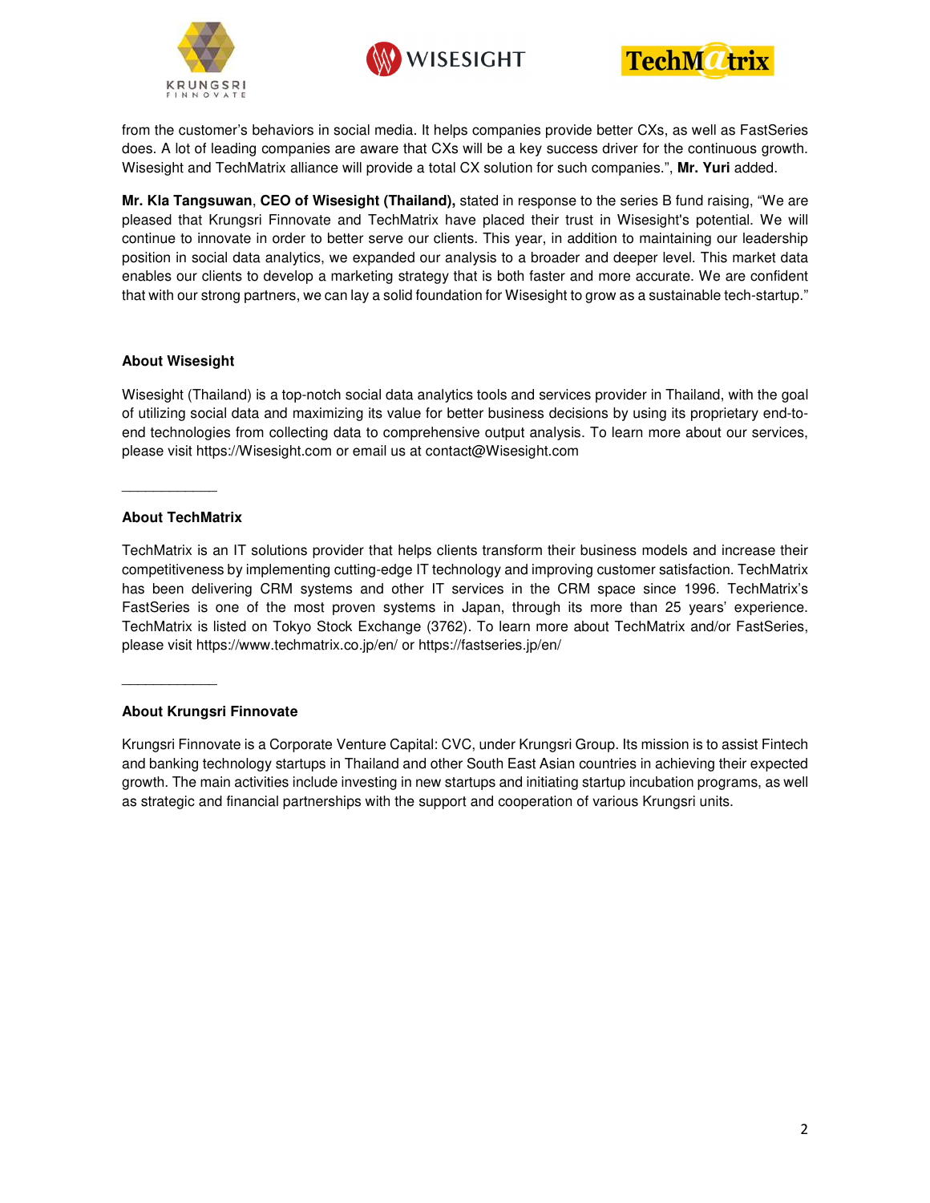from the customer's behaviors in social media. It helps companies provide better CXs, as well as FastSeries does. A lot of leading companies are aware that CXs will be a key success driver for the continuous growth. Wisesight and TechMatrix alliance will provide a total CX solution for such companies.", **Mr. Yuri** added.

**Mr. Kla Tangsuwan**, **CEO of Wisesight (Thailand),** stated in response to the series B fund raising, "We are pleased that Krungsri Finnovate and TechMatrix have placed their trust in Wisesight's potential. We will continue to innovate in order to better serve our clients. This year, in addition to maintaining our leadership position in social data analytics, we expanded our analysis to a broader and deeper level. This market data enables our clients to develop a marketing strategy that is both faster and more accurate. We are confident that with our strong partners, we can lay a solid foundation for Wisesight to grow as a sustainable tech-startup."

**About Wisesight**

Wisesight (Thailand) is a top-notch social data analytics tools and services provider in Thailand, with the goal of utilizing social data and maximizing its value for better business decisions by using its proprietary end-to-end technologies from collecting data to comprehensive output analysis. To learn more about our services, please visit https://Wisesight.com or email us at contact@Wisesight.com

____________

**About TechMatrix**

TechMatrix is an IT solutions provider that helps clients transform their business models and increase their competitiveness by implementing cutting-edge IT technology and improving customer satisfaction. TechMatrix has been delivering CRM systems and other IT services in the CRM space since 1996. TechMatrix's FastSeries is one of the most proven systems in Japan, through its more than 25 years' experience. TechMatrix is listed on Tokyo Stock Exchange (3762). To learn more about TechMatrix and/or FastSeries, please visit https://www.techmatrix.co.jp/en/ or https://fastseries.jp/en/

____________

**About Krungsri Finnovate**

Krungsri Finnovate is a Corporate Venture Capital: CVC, under Krungsri Group. Its mission is to assist Fintech and banking technology startups in Thailand and other South East Asian countries in achieving their expected growth. The main activities include investing in new startups and initiating startup incubation programs, as well as strategic and financial partnerships with the support and cooperation of various Krungsri units.